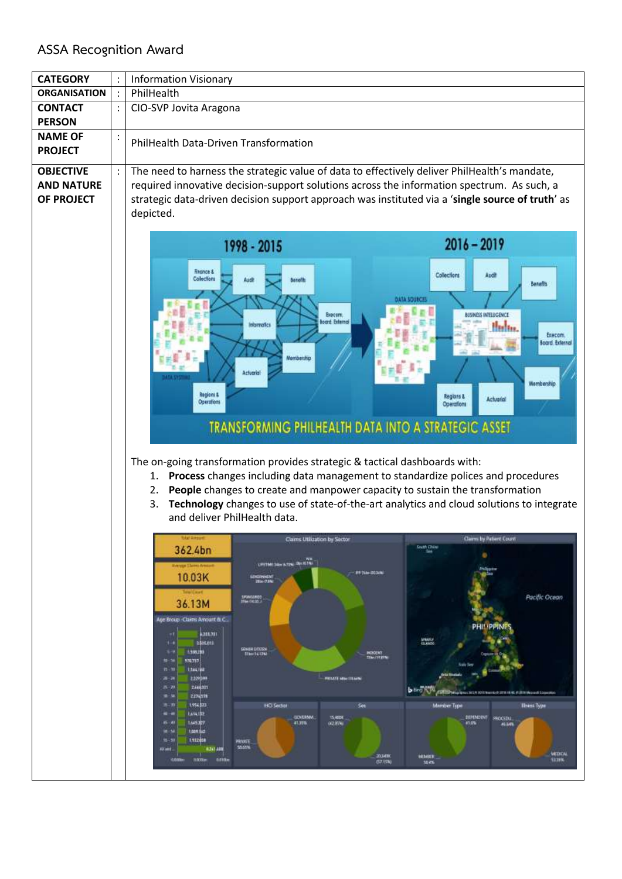ASSA Recognition Award

| CATEGORY | : | Information Visionary |
|---|---|---|
| ORGANISATION | : | PhilHealth |
| CONTACT PERSON | : | CIO-SVP Jovita Aragona |
| NAME OF PROJECT | : | PhilHealth Data-Driven Transformation |
| OBJECTIVE AND NATURE OF PROJECT | : | The need to harness the strategic value of data to effectively deliver PhilHealth's mandate, required innovative decision-support solutions across the information spectrum. As such, a strategic data-driven decision support approach was instituted via a '**single source of truth**' as depicted.<br><br>The on-going transformation provides strategic & tactical dashboards with:<br>1. **Process** changes including data management to standardize polices and procedures<br>2. **People** changes to create and manpower capacity to sustain the transformation<br>3. **Technology** changes to use of state-of-the-art analytics and cloud solutions to integrate and deliver PhilHealth data. |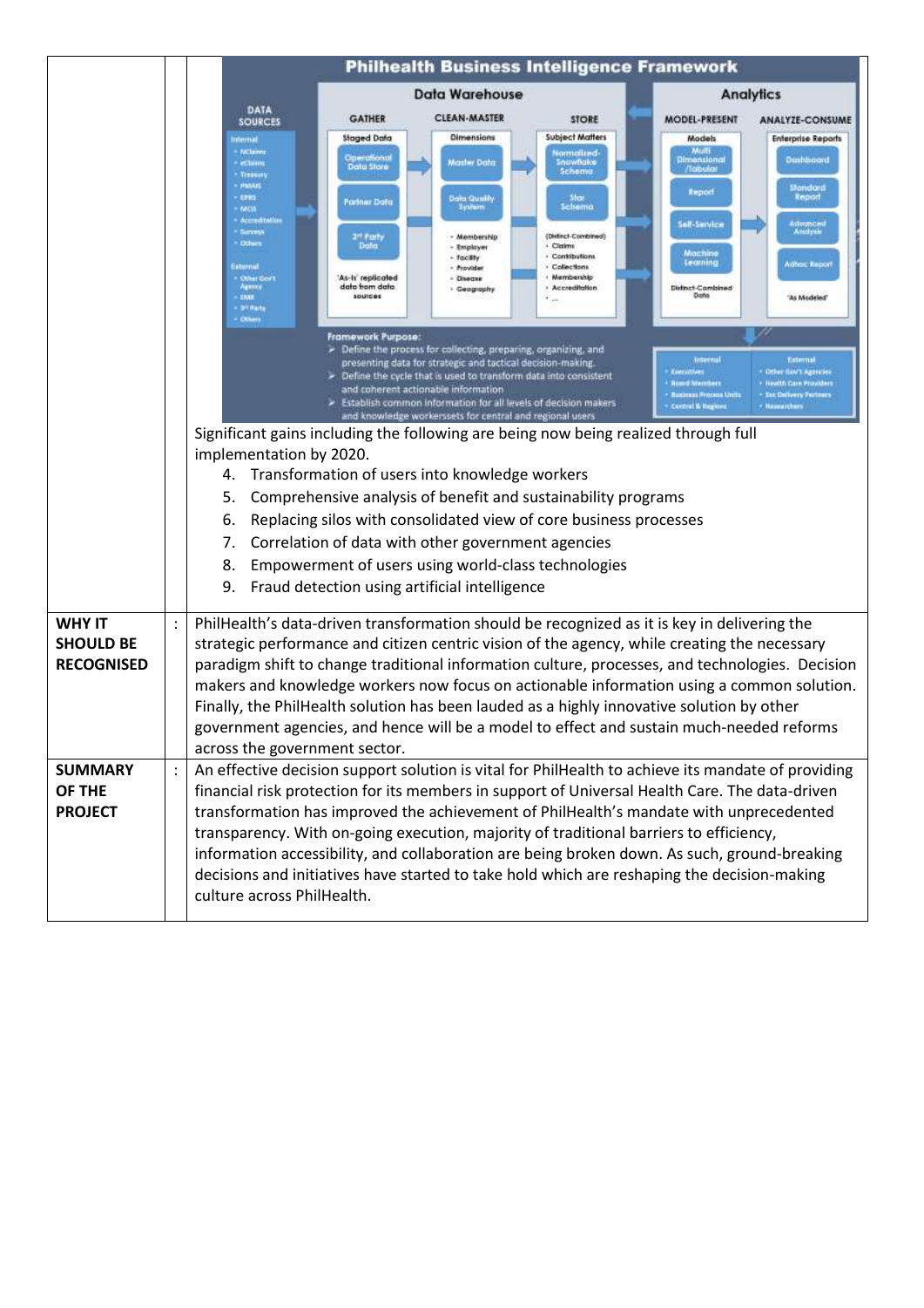Philhealth Business Intelligence Framework

Data Warehouse

Analytics

DATA SOURCES

Internal
- NClaims
- eClaims
- Treasury
- PMAIS
- EPRS
- NICS
- Accreditation
- Surveys
- Others

External
- Other Gov't Agency
- EMR
- 3rd Party
- Others

GATHER

Staged Data

Operational Data Store

Partner Data

3rd Party Data

'As-Is' replicated data from data sources

CLEAN-MASTER

Dimensions

Master Data

Data Quality System

- Membership
- Employer
- Facility
- Provider
- Disease
- Geography

STORE

Subject Matters

Normalized-Snowflake Schema

Star Schema

(Distinct-Combined)
- Claims
- Contributions
- Collections
- Membership
- Accreditation
- ...

MODEL-PRESENT

Models

Multi Dimensional /Tabular

Report

Self-Service

Machine Learning

Distinct-Combined Data

ANALYZE-CONSUME

Enterprise Reports

Dashboard

Standard Report

Advanced Analysis

Adhoc Report

"As Modeled"

Framework Purpose:
- Define the process for collecting, preparing, organizing, and presenting data for strategic and tactical decision-making.
- Define the cycle that is used to transform data into consistent and coherent actionable information
- Establish common information for all levels of decision makers and knowledge workersets for central and regional users

Internal
- Executives
- Board Members
- Business Process Units
- Central & Regions

External
- Other Gov't Agencies
- Health Care Providers
- Svc Delivery Partners
- Researchers

Significant gains including the following are being now being realized through full implementation by 2020.

4. Transformation of users into knowledge workers
5. Comprehensive analysis of benefit and sustainability programs
6. Replacing silos with consolidated view of core business processes
7. Correlation of data with other government agencies
8. Empowerment of users using world-class technologies
9. Fraud detection using artificial intelligence

| | | |
|---|---|---|
| **WHY IT SHOULD BE RECOGNISED** | : | PhilHealth's data-driven transformation should be recognized as it is key in delivering the strategic performance and citizen centric vision of the agency, while creating the necessary paradigm shift to change traditional information culture, processes, and technologies. Decision makers and knowledge workers now focus on actionable information using a common solution. Finally, the PhilHealth solution has been lauded as a highly innovative solution by other government agencies, and hence will be a model to effect and sustain much-needed reforms across the government sector. |
| **SUMMARY OF THE PROJECT** | : | An effective decision support solution is vital for PhilHealth to achieve its mandate of providing financial risk protection for its members in support of Universal Health Care. The data-driven transformation has improved the achievement of PhilHealth's mandate with unprecedented transparency. With on-going execution, majority of traditional barriers to efficiency, information accessibility, and collaboration are being broken down. As such, ground-breaking decisions and initiatives have started to take hold which are reshaping the decision-making culture across PhilHealth. |